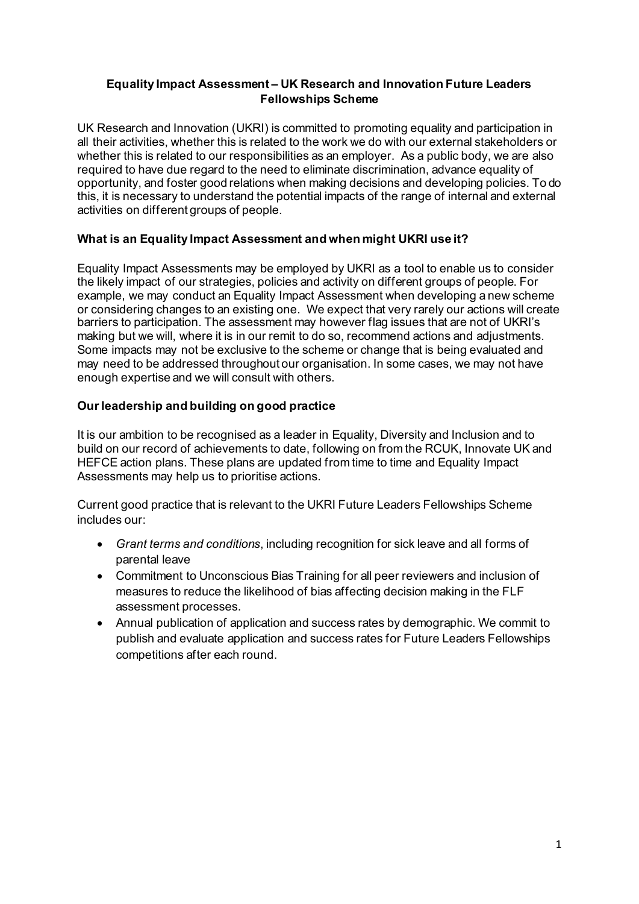# Equality Impact Assessment – UK Research and Innovation Future Leaders Fellowships Scheme

UK Research and Innovation (UKRI) is committed to promoting equality and participation in all their activities, whether this is related to the work we do with our external stakeholders or whether this is related to our responsibilities as an employer. As a public body, we are also required to have due regard to the need to eliminate discrimination, advance equality of opportunity, and foster good relations when making decisions and developing policies. To do this, it is necessary to understand the potential impacts of the range of internal and external activities on different groups of people.

## What is an Equality Impact Assessment and when might UKRI use it?

Equality Impact Assessments may be employed by UKRI as a tool to enable us to consider the likely impact of our strategies, policies and activity on different groups of people. For example, we may conduct an Equality Impact Assessment when developing a new scheme or considering changes to an existing one. We expect that very rarely our actions will create barriers to participation. The assessment may however flag issues that are not of UKRI's making but we will, where it is in our remit to do so, recommend actions and adjustments. Some impacts may not be exclusive to the scheme or change that is being evaluated and may need to be addressed throughout our organisation. In some cases, we may not have enough expertise and we will consult with others.

## Our leadership and building on good practice

It is our ambition to be recognised as a leader in Equality, Diversity and Inclusion and to build on our record of achievements to date, following on from the RCUK, Innovate UK and HEFCE action plans. These plans are updated from time to time and Equality Impact Assessments may help us to prioritise actions.

Current good practice that is relevant to the UKRI Future Leaders Fellowships Scheme includes our:

- *Grant terms and conditions*, including recognition for sick leave and all forms of parental leave
- Commitment to Unconscious Bias Training for all peer reviewers and inclusion of measures to reduce the likelihood of bias affecting decision making in the FLF assessment processes.
- Annual publication of application and success rates by demographic. We commit to publish and evaluate application and success rates for Future Leaders Fellowships competitions after each round.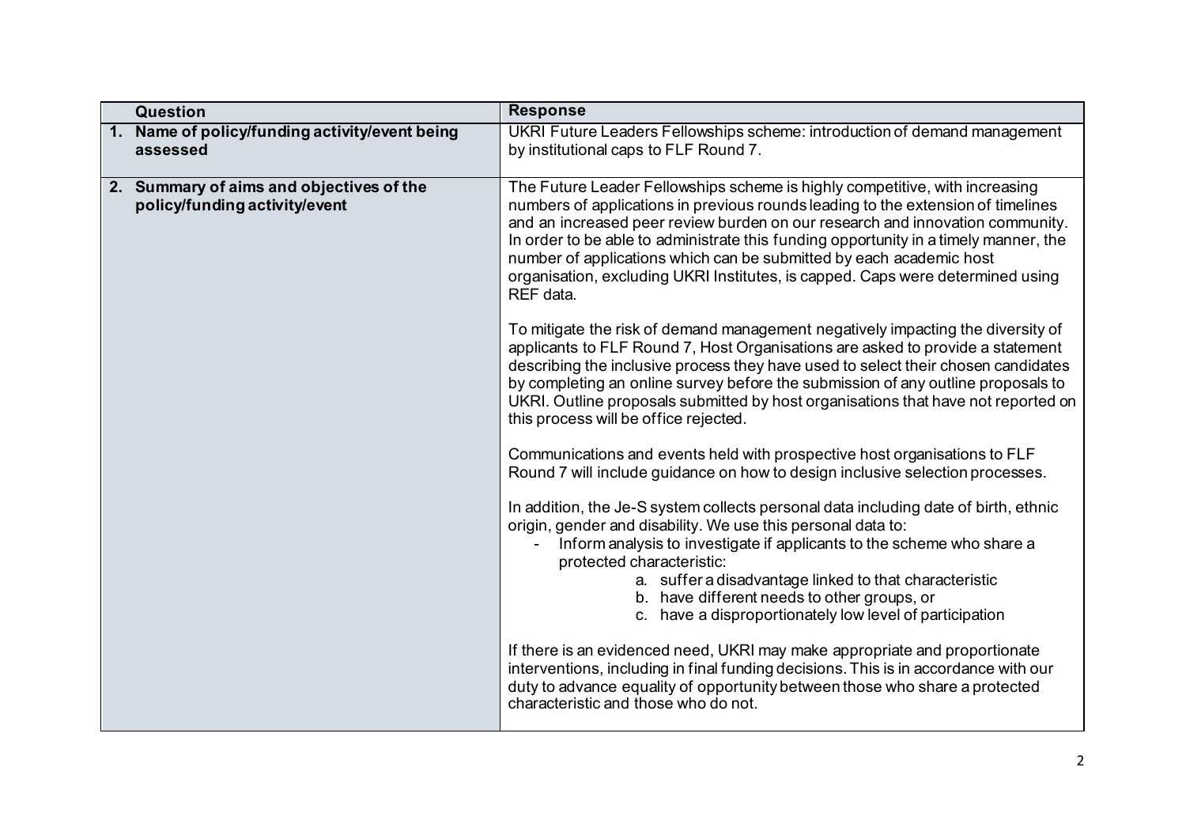| Question | Response |
|---|---|
| **1. Name of policy/funding activity/event being assessed** | UKRI Future Leaders Fellowships scheme: introduction of demand management by institutional caps to FLF Round 7. |
| **2. Summary of aims and objectives of the policy/funding activity/event** | The Future Leader Fellowships scheme is highly competitive, with increasing numbers of applications in previous rounds leading to the extension of timelines and an increased peer review burden on our research and innovation community. In order to be able to administrate this funding opportunity in a timely manner, the number of applications which can be submitted by each academic host organisation, excluding UKRI Institutes, is capped. Caps were determined using REF data.<br><br>To mitigate the risk of demand management negatively impacting the diversity of applicants to FLF Round 7, Host Organisations are asked to provide a statement describing the inclusive process they have used to select their chosen candidates by completing an online survey before the submission of any outline proposals to UKRI. Outline proposals submitted by host organisations that have not reported on this process will be office rejected.<br><br>Communications and events held with prospective host organisations to FLF Round 7 will include guidance on how to design inclusive selection processes.<br><br>In addition, the Je-S system collects personal data including date of birth, ethnic origin, gender and disability. We use this personal data to:<br>- Inform analysis to investigate if applicants to the scheme who share a protected characteristic:<br>a. suffer a disadvantage linked to that characteristic<br>b. have different needs to other groups, or<br>c. have a disproportionately low level of participation<br><br>If there is an evidenced need, UKRI may make appropriate and proportionate interventions, including in final funding decisions. This is in accordance with our duty to advance equality of opportunity between those who share a protected characteristic and those who do not. |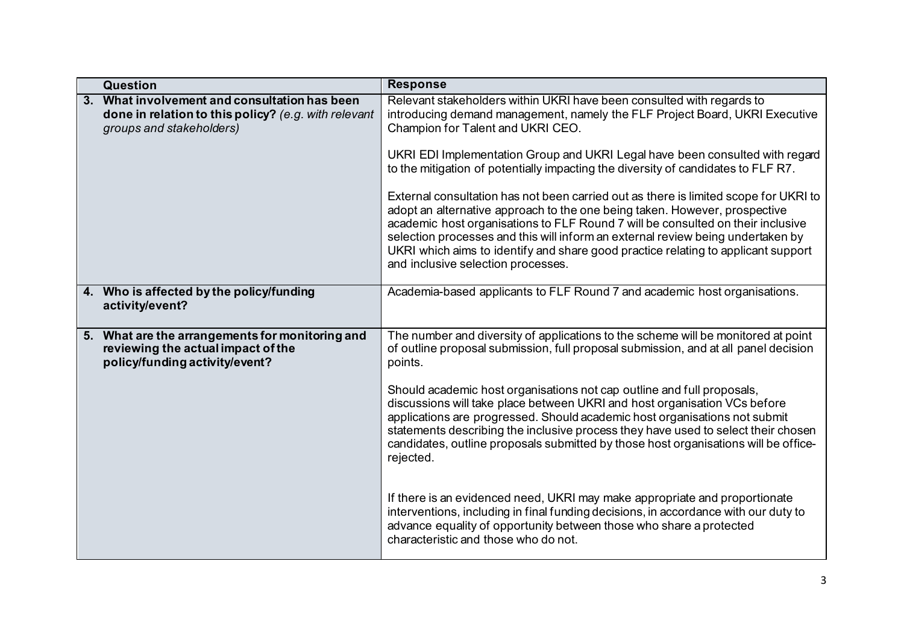| Question | Response |
| --- | --- |
| 3. **What involvement and consultation has been done in relation to this policy?** *(e.g. with relevant groups and stakeholders)* | Relevant stakeholders within UKRI have been consulted with regards to introducing demand management, namely the FLF Project Board, UKRI Executive Champion for Talent and UKRI CEO.<br><br>UKRI EDI Implementation Group and UKRI Legal have been consulted with regard to the mitigation of potentially impacting the diversity of candidates to FLF R7.<br><br>External consultation has not been carried out as there is limited scope for UKRI to adopt an alternative approach to the one being taken. However, prospective academic host organisations to FLF Round 7 will be consulted on their inclusive selection processes and this will inform an external review being undertaken by UKRI which aims to identify and share good practice relating to applicant support and inclusive selection processes. |
| 4. **Who is affected by the policy/funding activity/event?** | Academia-based applicants to FLF Round 7 and academic host organisations. |
| 5. **What are the arrangements for monitoring and reviewing the actual impact of the policy/funding activity/event?** | The number and diversity of applications to the scheme will be monitored at point of outline proposal submission, full proposal submission, and at all panel decision points.<br><br>Should academic host organisations not cap outline and full proposals, discussions will take place between UKRI and host organisation VCs before applications are progressed. Should academic host organisations not submit statements describing the inclusive process they have used to select their chosen candidates, outline proposals submitted by those host organisations will be office-rejected.<br><br>If there is an evidenced need, UKRI may make appropriate and proportionate interventions, including in final funding decisions, in accordance with our duty to advance equality of opportunity between those who share a protected characteristic and those who do not. |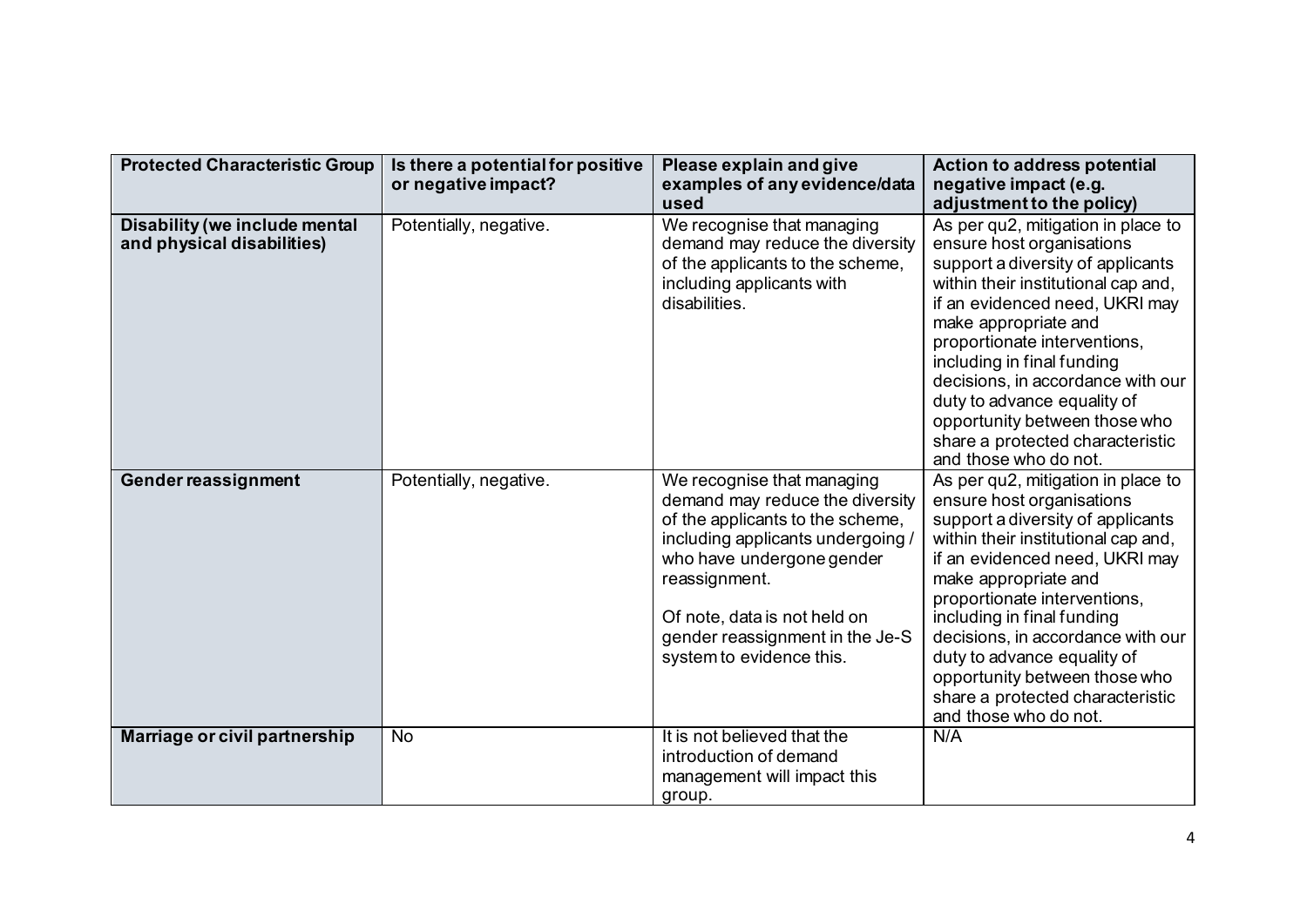| Protected Characteristic Group | Is there a potential for positive or negative impact? | Please explain and give examples of any evidence/data used | Action to address potential negative impact (e.g. adjustment to the policy) |
|---|---|---|---|
| **Disability (we include mental and physical disabilities)** | Potentially, negative. | We recognise that managing demand may reduce the diversity of the applicants to the scheme, including applicants with disabilities. | As per qu2, mitigation in place to ensure host organisations support a diversity of applicants within their institutional cap and, if an evidenced need, UKRI may make appropriate and proportionate interventions, including in final funding decisions, in accordance with our duty to advance equality of opportunity between those who share a protected characteristic and those who do not. |
| **Gender reassignment** | Potentially, negative. | We recognise that managing demand may reduce the diversity of the applicants to the scheme, including applicants undergoing / who have undergone gender reassignment.<br><br>Of note, data is not held on gender reassignment in the Je-S system to evidence this. | As per qu2, mitigation in place to ensure host organisations support a diversity of applicants within their institutional cap and, if an evidenced need, UKRI may make appropriate and proportionate interventions, including in final funding decisions, in accordance with our duty to advance equality of opportunity between those who share a protected characteristic and those who do not. |
| **Marriage or civil partnership** | No | It is not believed that the introduction of demand management will impact this group. | N/A |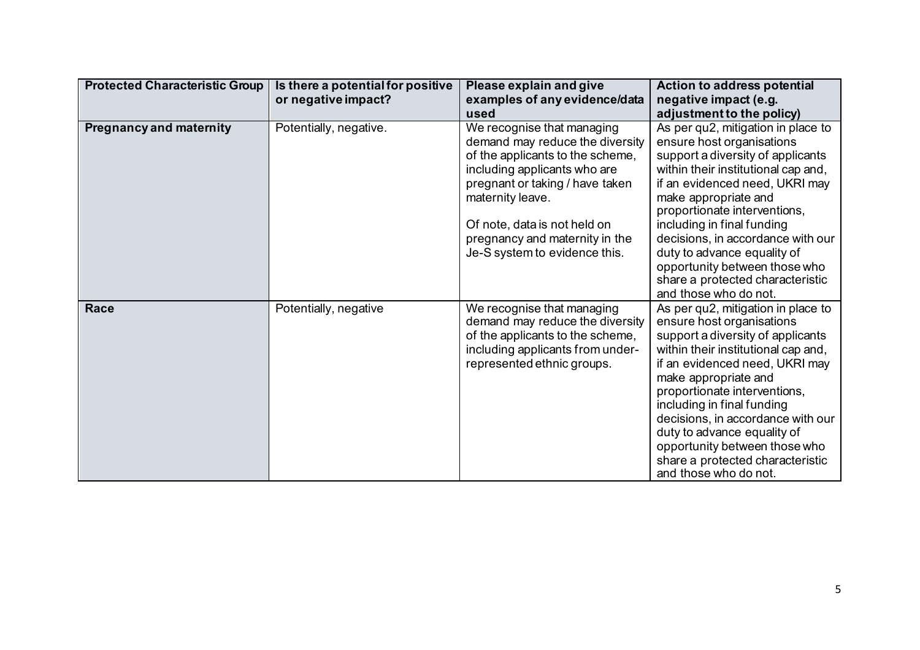| Protected Characteristic Group | Is there a potential for positive or negative impact? | Please explain and give examples of any evidence/data used | Action to address potential negative impact (e.g. adjustment to the policy) |
|---|---|---|---|
| **Pregnancy and maternity** | Potentially, negative. | We recognise that managing demand may reduce the diversity of the applicants to the scheme, including applicants who are pregnant or taking / have taken maternity leave.<br><br>Of note, data is not held on pregnancy and maternity in the Je-S system to evidence this. | As per qu2, mitigation in place to ensure host organisations support a diversity of applicants within their institutional cap and, if an evidenced need, UKRI may make appropriate and proportionate interventions, including in final funding decisions, in accordance with our duty to advance equality of opportunity between those who share a protected characteristic and those who do not. |
| **Race** | Potentially, negative | We recognise that managing demand may reduce the diversity of the applicants to the scheme, including applicants from under-represented ethnic groups. | As per qu2, mitigation in place to ensure host organisations support a diversity of applicants within their institutional cap and, if an evidenced need, UKRI may make appropriate and proportionate interventions, including in final funding decisions, in accordance with our duty to advance equality of opportunity between those who share a protected characteristic and those who do not. |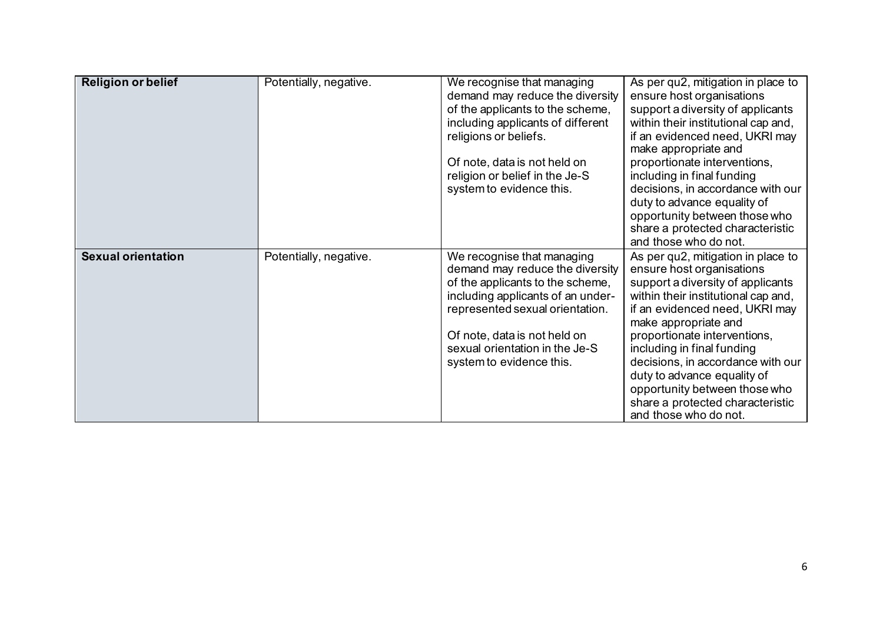| **Religion or belief** | Potentially, negative. | We recognise that managing demand may reduce the diversity of the applicants to the scheme, including applicants of different religions or beliefs.<br><br>Of note, data is not held on religion or belief in the Je-S system to evidence this. | As per qu2, mitigation in place to ensure host organisations support a diversity of applicants within their institutional cap and, if an evidenced need, UKRI may make appropriate and proportionate interventions, including in final funding decisions, in accordance with our duty to advance equality of opportunity between those who share a protected characteristic and those who do not. |
|---|---|---|---|
| **Sexual orientation** | Potentially, negative. | We recognise that managing demand may reduce the diversity of the applicants to the scheme, including applicants of an under-represented sexual orientation.<br><br>Of note, data is not held on sexual orientation in the Je-S system to evidence this. | As per qu2, mitigation in place to ensure host organisations support a diversity of applicants within their institutional cap and, if an evidenced need, UKRI may make appropriate and proportionate interventions, including in final funding decisions, in accordance with our duty to advance equality of opportunity between those who share a protected characteristic and those who do not. |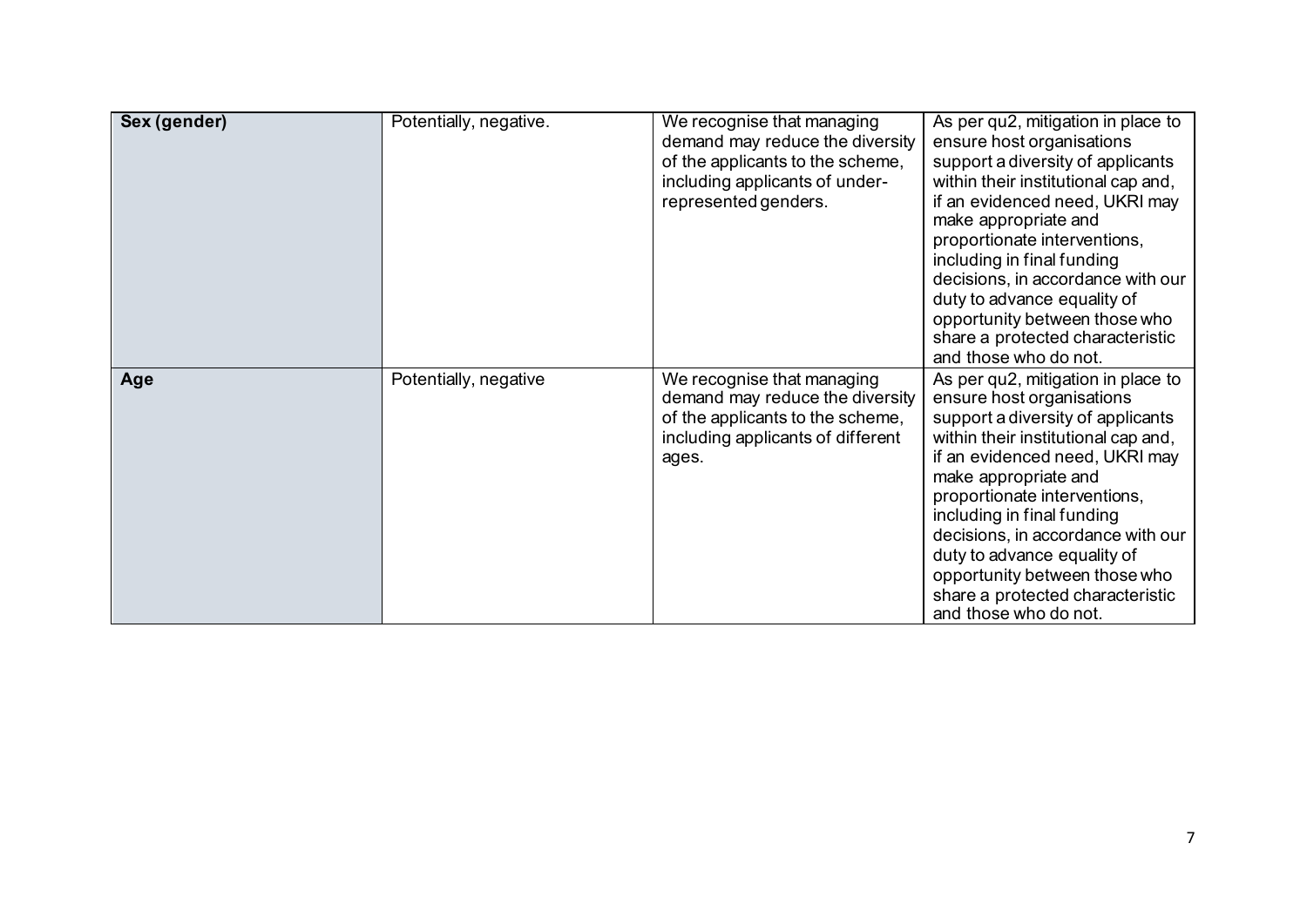| | | | |
|---|---|---|---|
| **Sex (gender)** | Potentially, negative. | We recognise that managing demand may reduce the diversity of the applicants to the scheme, including applicants of under-represented genders. | As per qu2, mitigation in place to ensure host organisations support a diversity of applicants within their institutional cap and, if an evidenced need, UKRI may make appropriate and proportionate interventions, including in final funding decisions, in accordance with our duty to advance equality of opportunity between those who share a protected characteristic and those who do not. |
| **Age** | Potentially, negative | We recognise that managing demand may reduce the diversity of the applicants to the scheme, including applicants of different ages. | As per qu2, mitigation in place to ensure host organisations support a diversity of applicants within their institutional cap and, if an evidenced need, UKRI may make appropriate and proportionate interventions, including in final funding decisions, in accordance with our duty to advance equality of opportunity between those who share a protected characteristic and those who do not. |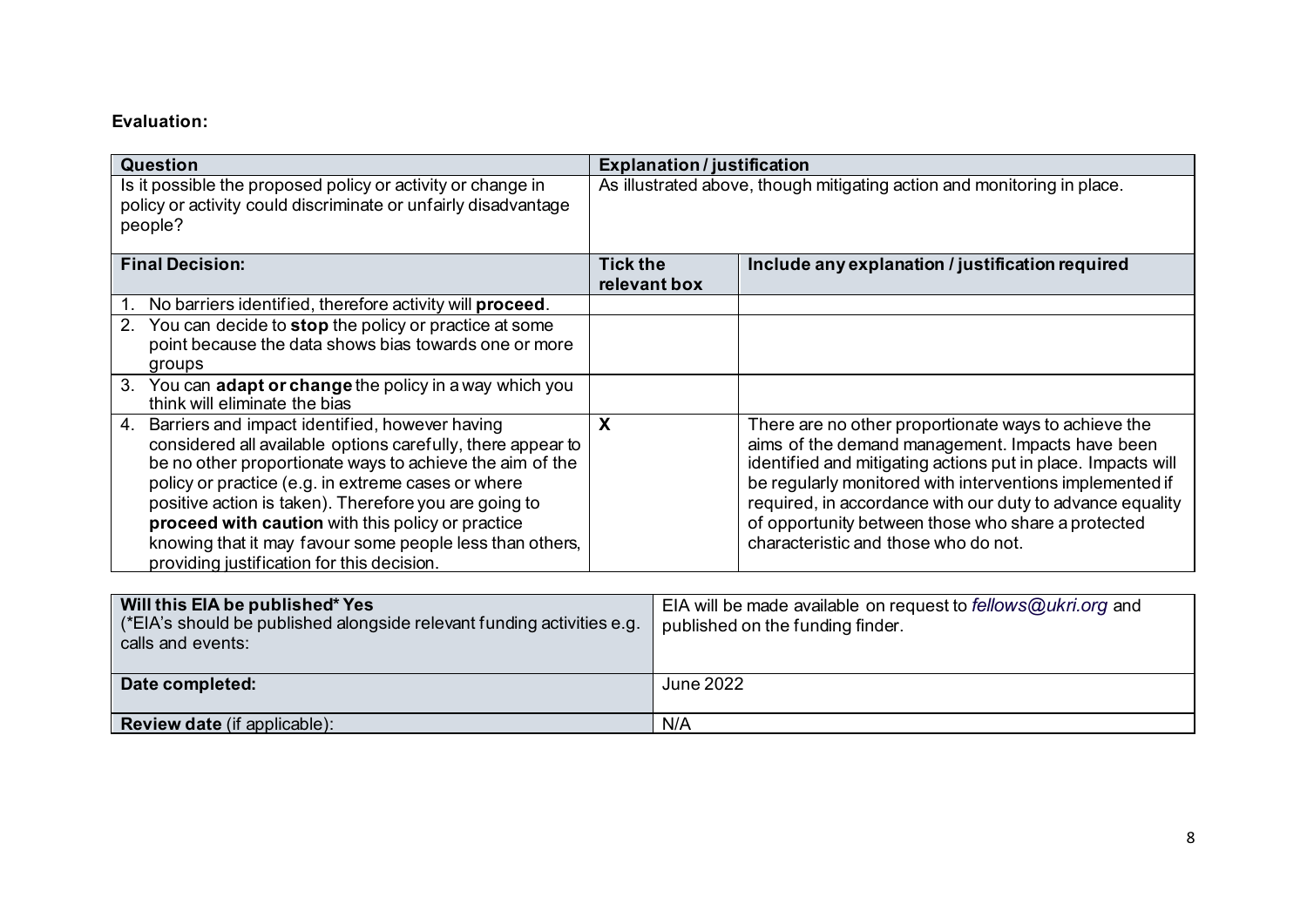**Evaluation:**

| Question | Explanation / justification | |
|---|---|---|
| Is it possible the proposed policy or activity or change in policy or activity could discriminate or unfairly disadvantage people? | As illustrated above, though mitigating action and monitoring in place. | |
| **Final Decision:** | **Tick the relevant box** | **Include any explanation / justification required** |
| 1. No barriers identified, therefore activity will **proceed**. | | |
| 2. You can decide to **stop** the policy or practice at some point because the data shows bias towards one or more groups | | |
| 3. You can **adapt or change** the policy in a way which you think will eliminate the bias | | |
| 4. Barriers and impact identified, however having considered all available options carefully, there appear to be no other proportionate ways to achieve the aim of the policy or practice (e.g. in extreme cases or where positive action is taken). Therefore you are going to **proceed with caution** with this policy or practice knowing that it may favour some people less than others, providing justification for this decision. | **X** | There are no other proportionate ways to achieve the aims of the demand management. Impacts have been identified and mitigating actions put in place. Impacts will be regularly monitored with interventions implemented if required, in accordance with our duty to advance equality of opportunity between those who share a protected characteristic and those who do not. |

| | |
|---|---|
| **Will this EIA be published\* Yes** (\*EIA's should be published alongside relevant funding activities e.g. calls and events: | EIA will be made available on request to *fellows@ukri.org* and published on the funding finder. |
| **Date completed:** | June 2022 |
| **Review date** (if applicable): | N/A |